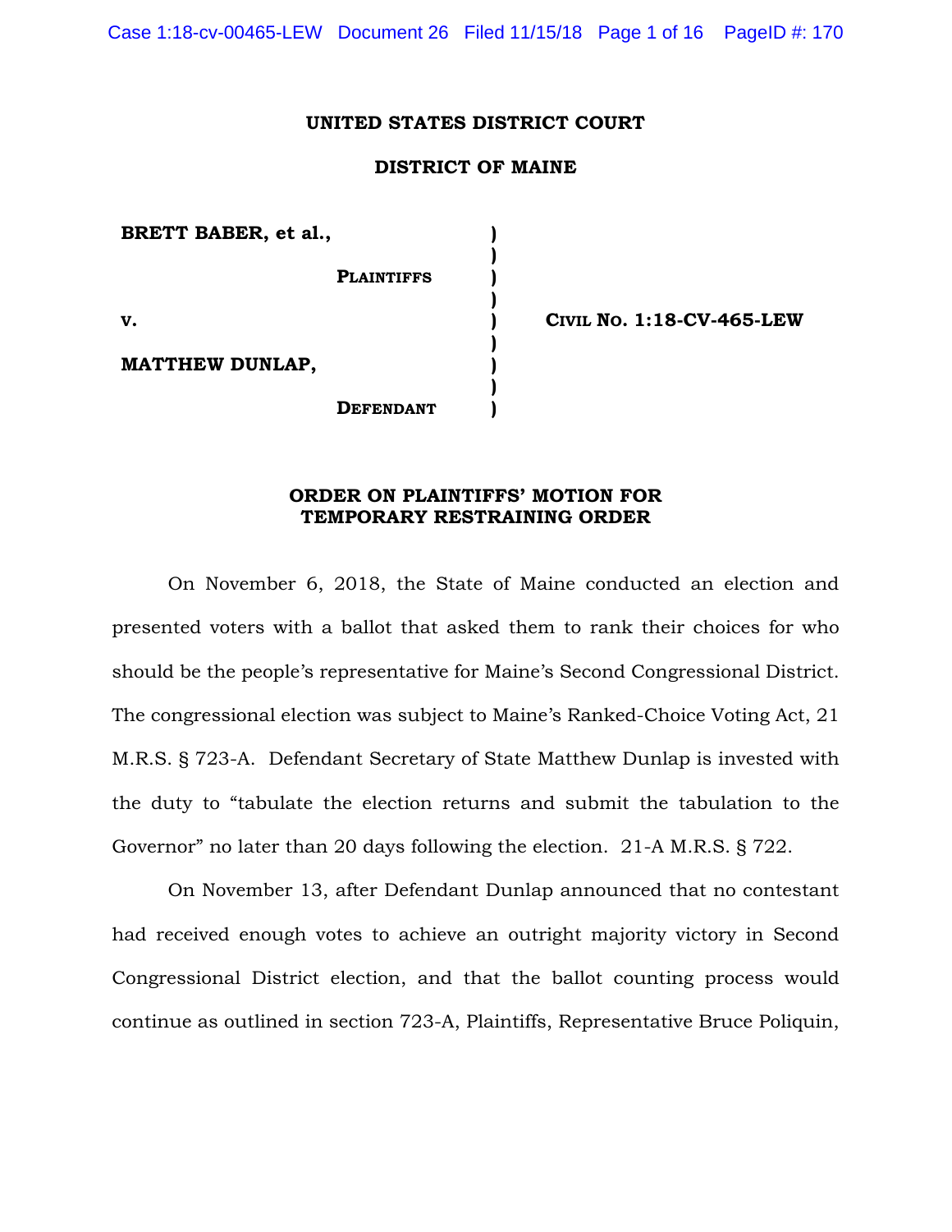**UNITED STATES DISTRICT COURT**

**DISTRICT OF MAINE**

| | | |
|---|---|---|
| **BRETT BABER, et al.,** | ) | |
| **PLAINTIFFS** | ) | |
| **v.** | ) | **CIVIL NO. 1:18-CV-465-LEW** |
| **MATTHEW DUNLAP,** | ) | |
| **DEFENDANT** | ) | |

**ORDER ON PLAINTIFFS' MOTION FOR TEMPORARY RESTRAINING ORDER**

On November 6, 2018, the State of Maine conducted an election and presented voters with a ballot that asked them to rank their choices for who should be the people's representative for Maine's Second Congressional District. The congressional election was subject to Maine's Ranked-Choice Voting Act, 21 M.R.S. § 723-A. Defendant Secretary of State Matthew Dunlap is invested with the duty to "tabulate the election returns and submit the tabulation to the Governor" no later than 20 days following the election. 21-A M.R.S. § 722.

On November 13, after Defendant Dunlap announced that no contestant had received enough votes to achieve an outright majority victory in Second Congressional District election, and that the ballot counting process would continue as outlined in section 723-A, Plaintiffs, Representative Bruce Poliquin,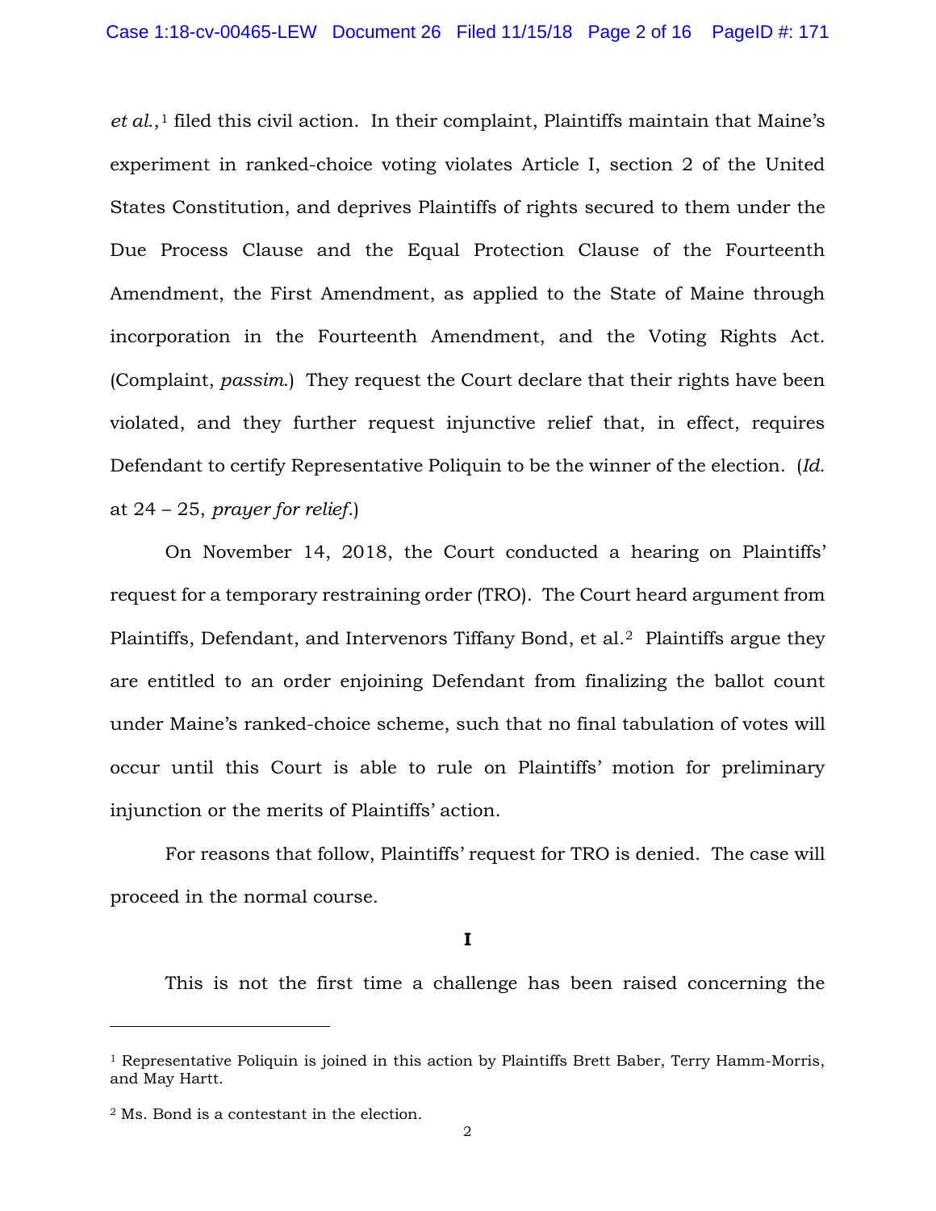*et al.*,[1] filed this civil action. In their complaint, Plaintiffs maintain that Maine's experiment in ranked-choice voting violates Article I, section 2 of the United States Constitution, and deprives Plaintiffs of rights secured to them under the Due Process Clause and the Equal Protection Clause of the Fourteenth Amendment, the First Amendment, as applied to the State of Maine through incorporation in the Fourteenth Amendment, and the Voting Rights Act. (Complaint, *passim*.) They request the Court declare that their rights have been violated, and they further request injunctive relief that, in effect, requires Defendant to certify Representative Poliquin to be the winner of the election. (*Id.* at 24 – 25, *prayer for relief*.)

On November 14, 2018, the Court conducted a hearing on Plaintiffs' request for a temporary restraining order (TRO). The Court heard argument from Plaintiffs, Defendant, and Intervenors Tiffany Bond, et al.[2] Plaintiffs argue they are entitled to an order enjoining Defendant from finalizing the ballot count under Maine's ranked-choice scheme, such that no final tabulation of votes will occur until this Court is able to rule on Plaintiffs' motion for preliminary injunction or the merits of Plaintiffs' action.

For reasons that follow, Plaintiffs' request for TRO is denied. The case will proceed in the normal course.

## I

This is not the first time a challenge has been raised concerning the

---

[1] Representative Poliquin is joined in this action by Plaintiffs Brett Baber, Terry Hamm-Morris, and May Hartt.

[2] Ms. Bond is a contestant in the election.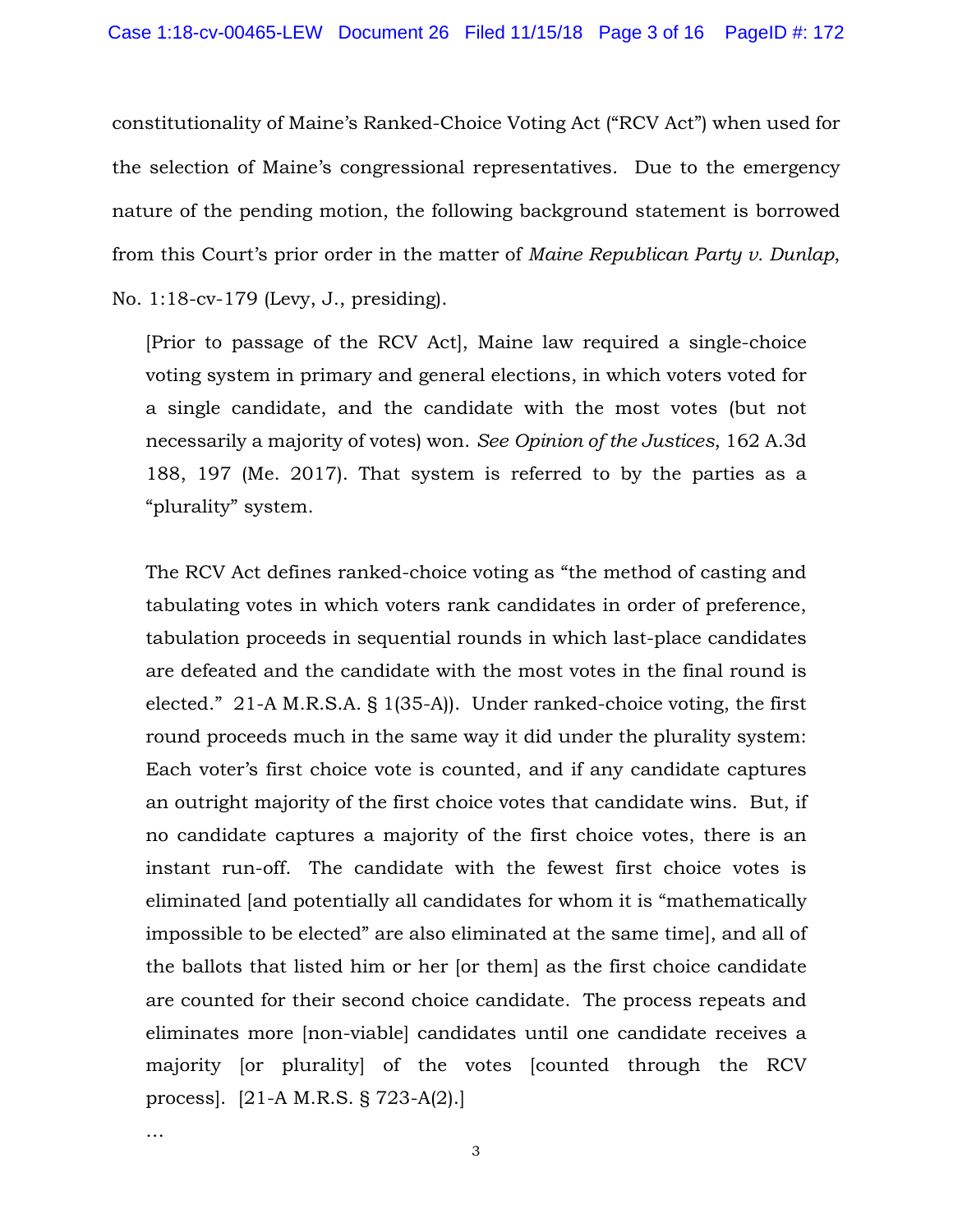constitutionality of Maine's Ranked-Choice Voting Act ("RCV Act") when used for the selection of Maine's congressional representatives. Due to the emergency nature of the pending motion, the following background statement is borrowed from this Court's prior order in the matter of *Maine Republican Party v. Dunlap*, No. 1:18-cv-179 (Levy, J., presiding).

> [Prior to passage of the RCV Act], Maine law required a single-choice voting system in primary and general elections, in which voters voted for a single candidate, and the candidate with the most votes (but not necessarily a majority of votes) won. *See Opinion of the Justices*, 162 A.3d 188, 197 (Me. 2017). That system is referred to by the parties as a "plurality" system.
>
> The RCV Act defines ranked-choice voting as "the method of casting and tabulating votes in which voters rank candidates in order of preference, tabulation proceeds in sequential rounds in which last-place candidates are defeated and the candidate with the most votes in the final round is elected." 21-A M.R.S.A. § 1(35-A)). Under ranked-choice voting, the first round proceeds much in the same way it did under the plurality system: Each voter's first choice vote is counted, and if any candidate captures an outright majority of the first choice votes that candidate wins. But, if no candidate captures a majority of the first choice votes, there is an instant run-off. The candidate with the fewest first choice votes is eliminated [and potentially all candidates for whom it is "mathematically impossible to be elected" are also eliminated at the same time], and all of the ballots that listed him or her [or them] as the first choice candidate are counted for their second choice candidate. The process repeats and eliminates more [non-viable] candidates until one candidate receives a majority [or plurality] of the votes [counted through the RCV process]. [21-A M.R.S. § 723-A(2).]
>
> …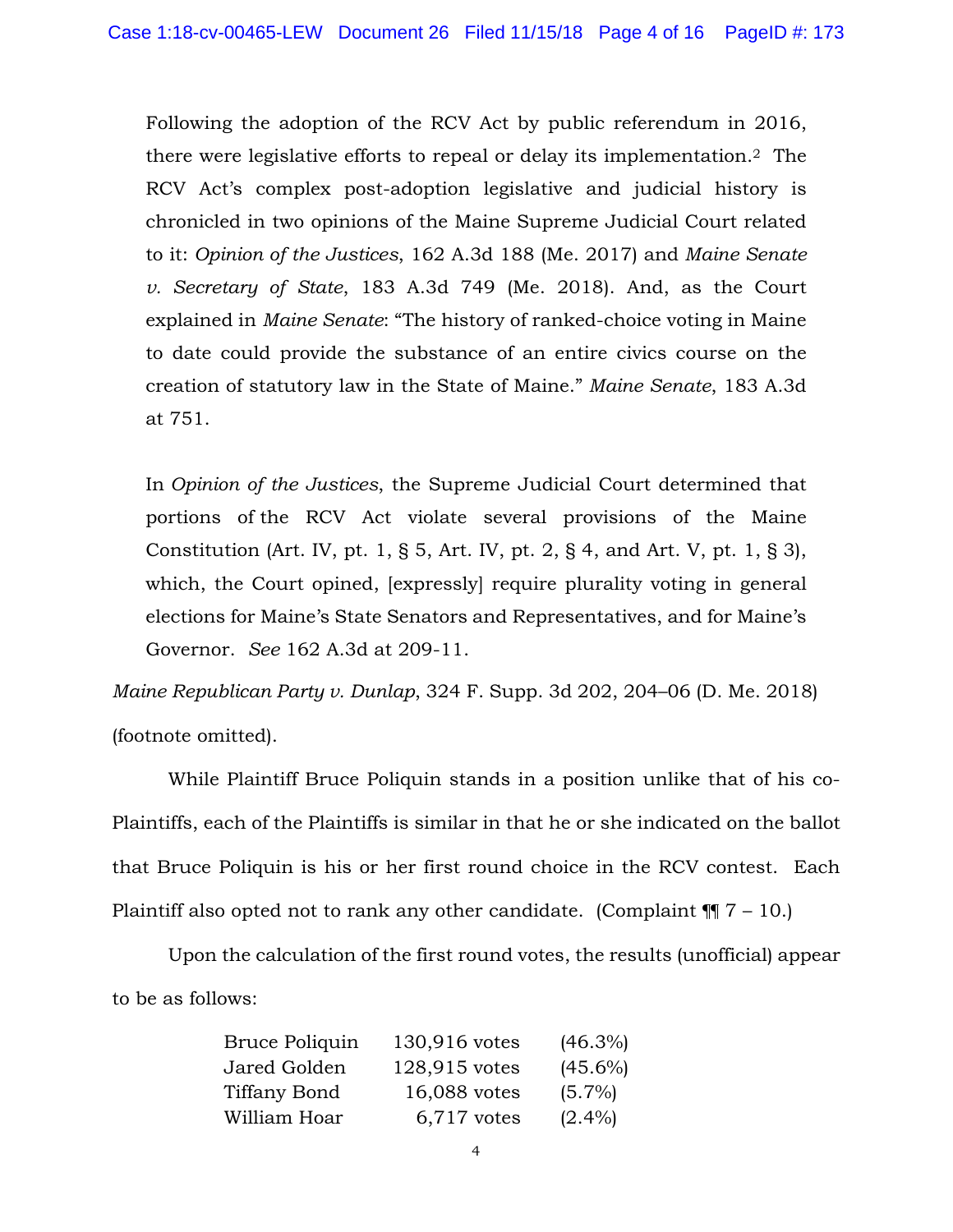> Following the adoption of the RCV Act by public referendum in 2016, there were legislative efforts to repeal or delay its implementation.[2] The RCV Act's complex post-adoption legislative and judicial history is chronicled in two opinions of the Maine Supreme Judicial Court related to it: *Opinion of the Justices*, 162 A.3d 188 (Me. 2017) and *Maine Senate v. Secretary of State*, 183 A.3d 749 (Me. 2018). And, as the Court explained in *Maine Senate*: "The history of ranked-choice voting in Maine to date could provide the substance of an entire civics course on the creation of statutory law in the State of Maine." *Maine Senate*, 183 A.3d at 751.
>
> In *Opinion of the Justices*, the Supreme Judicial Court determined that portions of the RCV Act violate several provisions of the Maine Constitution (Art. IV, pt. 1, § 5, Art. IV, pt. 2, § 4, and Art. V, pt. 1, § 3), which, the Court opined, [expressly] require plurality voting in general elections for Maine's State Senators and Representatives, and for Maine's Governor. *See* 162 A.3d at 209-11.

*Maine Republican Party v. Dunlap*, 324 F. Supp. 3d 202, 204–06 (D. Me. 2018) (footnote omitted).

While Plaintiff Bruce Poliquin stands in a position unlike that of his co-Plaintiffs, each of the Plaintiffs is similar in that he or she indicated on the ballot that Bruce Poliquin is his or her first round choice in the RCV contest. Each Plaintiff also opted not to rank any other candidate. (Complaint ¶¶ 7 – 10.)

Upon the calculation of the first round votes, the results (unofficial) appear to be as follows:

| | | |
|---|---|---|
| Bruce Poliquin | 130,916 votes | (46.3%) |
| Jared Golden | 128,915 votes | (45.6%) |
| Tiffany Bond | 16,088 votes | (5.7%) |
| William Hoar | 6,717 votes | (2.4%) |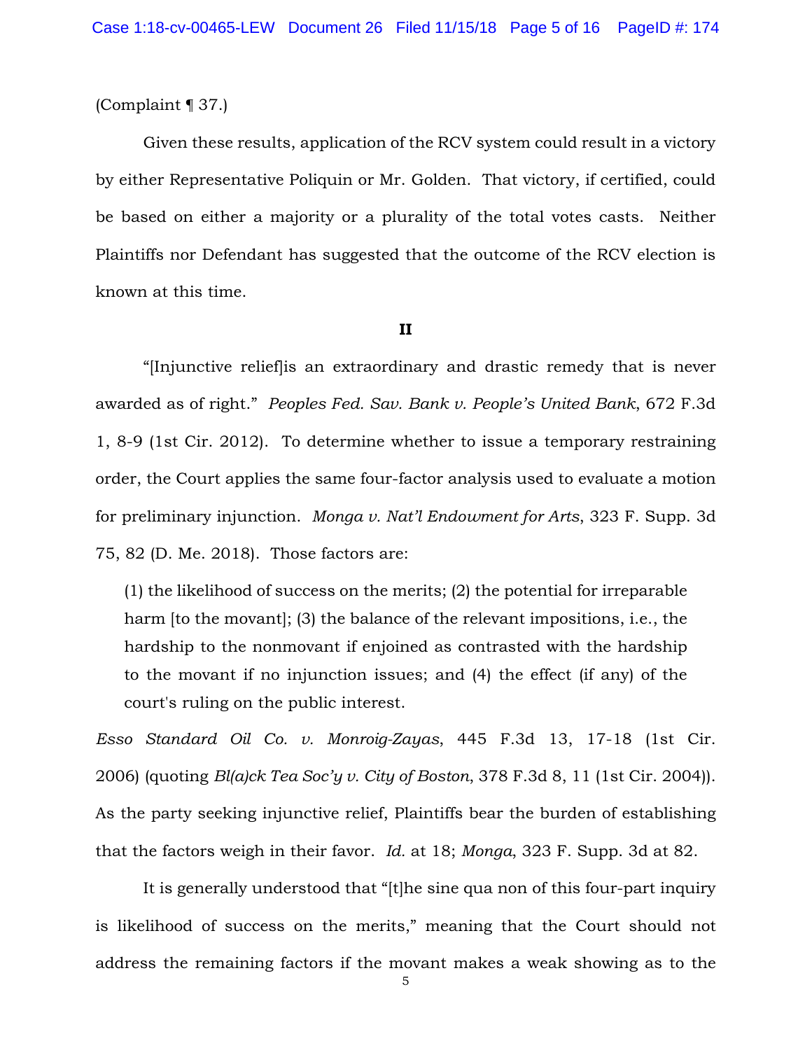(Complaint ¶ 37.)

Given these results, application of the RCV system could result in a victory by either Representative Poliquin or Mr. Golden. That victory, if certified, could be based on either a majority or a plurality of the total votes casts. Neither Plaintiffs nor Defendant has suggested that the outcome of the RCV election is known at this time.

**II**

"[Injunctive relief]is an extraordinary and drastic remedy that is never awarded as of right." *Peoples Fed. Sav. Bank v. People's United Bank*, 672 F.3d 1, 8-9 (1st Cir. 2012). To determine whether to issue a temporary restraining order, the Court applies the same four-factor analysis used to evaluate a motion for preliminary injunction. *Monga v. Nat'l Endowment for Arts*, 323 F. Supp. 3d 75, 82 (D. Me. 2018). Those factors are:

> (1) the likelihood of success on the merits; (2) the potential for irreparable harm [to the movant]; (3) the balance of the relevant impositions, i.e., the hardship to the nonmovant if enjoined as contrasted with the hardship to the movant if no injunction issues; and (4) the effect (if any) of the court's ruling on the public interest.

*Esso Standard Oil Co. v. Monroig-Zayas*, 445 F.3d 13, 17-18 (1st Cir. 2006) (quoting *Bl(a)ck Tea Soc'y v. City of Boston*, 378 F.3d 8, 11 (1st Cir. 2004)). As the party seeking injunctive relief, Plaintiffs bear the burden of establishing that the factors weigh in their favor. *Id.* at 18; *Monga*, 323 F. Supp. 3d at 82.

It is generally understood that "[t]he sine qua non of this four-part inquiry is likelihood of success on the merits," meaning that the Court should not address the remaining factors if the movant makes a weak showing as to the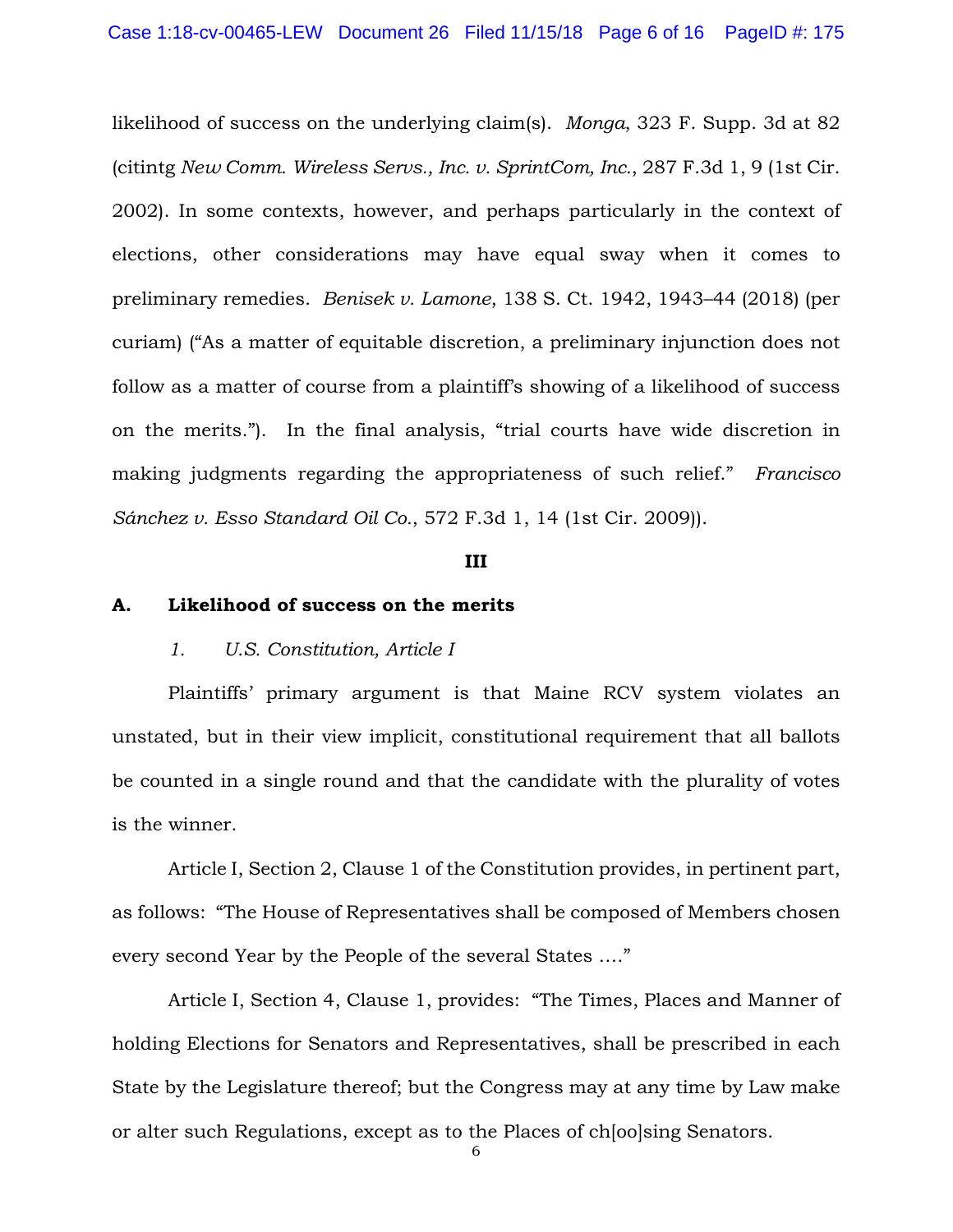likelihood of success on the underlying claim(s). *Monga*, 323 F. Supp. 3d at 82 (citintg *New Comm. Wireless Servs., Inc. v. SprintCom, Inc.*, 287 F.3d 1, 9 (1st Cir. 2002). In some contexts, however, and perhaps particularly in the context of elections, other considerations may have equal sway when it comes to preliminary remedies. *Benisek v. Lamone*, 138 S. Ct. 1942, 1943–44 (2018) (per curiam) ("As a matter of equitable discretion, a preliminary injunction does not follow as a matter of course from a plaintiff's showing of a likelihood of success on the merits."). In the final analysis, "trial courts have wide discretion in making judgments regarding the appropriateness of such relief." *Francisco Sánchez v. Esso Standard Oil Co.*, 572 F.3d 1, 14 (1st Cir. 2009)).

## III

### A. Likelihood of success on the merits

#### *1. U.S. Constitution, Article I*

Plaintiffs' primary argument is that Maine RCV system violates an unstated, but in their view implicit, constitutional requirement that all ballots be counted in a single round and that the candidate with the plurality of votes is the winner.

Article I, Section 2, Clause 1 of the Constitution provides, in pertinent part, as follows: "The House of Representatives shall be composed of Members chosen every second Year by the People of the several States …."

Article I, Section 4, Clause 1, provides: "The Times, Places and Manner of holding Elections for Senators and Representatives, shall be prescribed in each State by the Legislature thereof; but the Congress may at any time by Law make or alter such Regulations, except as to the Places of ch[oo]sing Senators.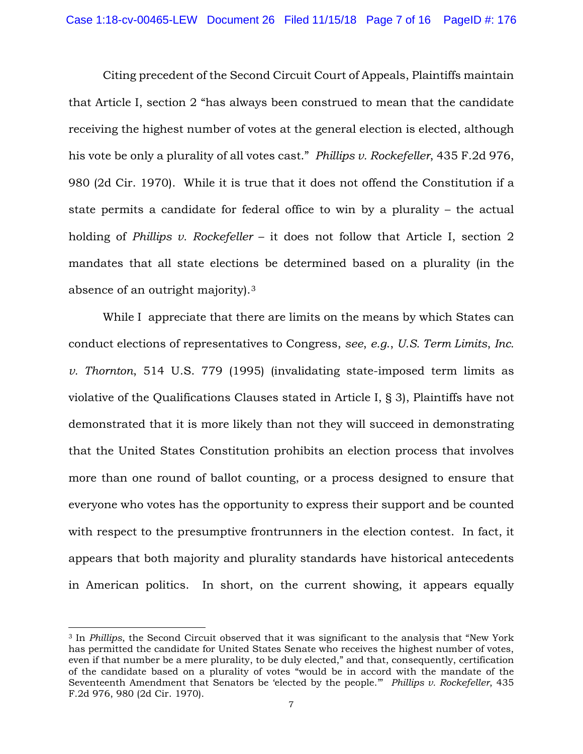Citing precedent of the Second Circuit Court of Appeals, Plaintiffs maintain that Article I, section 2 "has always been construed to mean that the candidate receiving the highest number of votes at the general election is elected, although his vote be only a plurality of all votes cast." *Phillips v. Rockefeller*, 435 F.2d 976, 980 (2d Cir. 1970). While it is true that it does not offend the Constitution if a state permits a candidate for federal office to win by a plurality – the actual holding of *Phillips v. Rockefeller* – it does not follow that Article I, section 2 mandates that all state elections be determined based on a plurality (in the absence of an outright majority).[3]

While I appreciate that there are limits on the means by which States can conduct elections of representatives to Congress, *see, e.g.*, *U.S. Term Limits, Inc. v. Thornton*, 514 U.S. 779 (1995) (invalidating state-imposed term limits as violative of the Qualifications Clauses stated in Article I, § 3), Plaintiffs have not demonstrated that it is more likely than not they will succeed in demonstrating that the United States Constitution prohibits an election process that involves more than one round of ballot counting, or a process designed to ensure that everyone who votes has the opportunity to express their support and be counted with respect to the presumptive frontrunners in the election contest. In fact, it appears that both majority and plurality standards have historical antecedents in American politics. In short, on the current showing, it appears equally

[3] In *Phillips*, the Second Circuit observed that it was significant to the analysis that "New York has permitted the candidate for United States Senate who receives the highest number of votes, even if that number be a mere plurality, to be duly elected," and that, consequently, certification of the candidate based on a plurality of votes "would be in accord with the mandate of the Seventeenth Amendment that Senators be 'elected by the people.'" *Phillips v. Rockefeller*, 435 F.2d 976, 980 (2d Cir. 1970).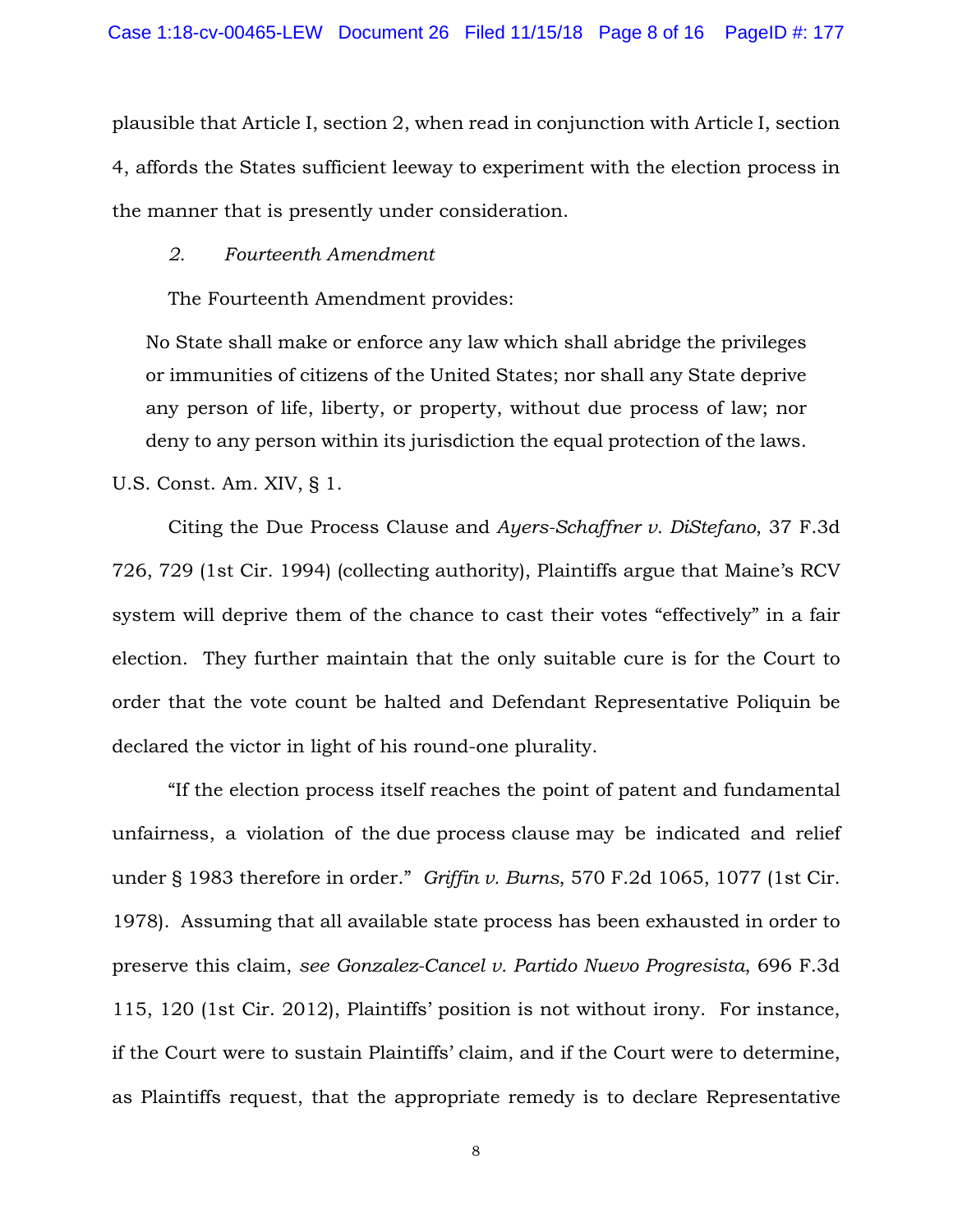plausible that Article I, section 2, when read in conjunction with Article I, section 4, affords the States sufficient leeway to experiment with the election process in the manner that is presently under consideration.

*2. Fourteenth Amendment*

The Fourteenth Amendment provides:

> No State shall make or enforce any law which shall abridge the privileges or immunities of citizens of the United States; nor shall any State deprive any person of life, liberty, or property, without due process of law; nor deny to any person within its jurisdiction the equal protection of the laws.

U.S. Const. Am. XIV, § 1.

Citing the Due Process Clause and *Ayers-Schaffner v. DiStefano*, 37 F.3d 726, 729 (1st Cir. 1994) (collecting authority), Plaintiffs argue that Maine's RCV system will deprive them of the chance to cast their votes "effectively" in a fair election. They further maintain that the only suitable cure is for the Court to order that the vote count be halted and Defendant Representative Poliquin be declared the victor in light of his round-one plurality.

"If the election process itself reaches the point of patent and fundamental unfairness, a violation of the due process clause may be indicated and relief under § 1983 therefore in order." *Griffin v. Burns*, 570 F.2d 1065, 1077 (1st Cir. 1978). Assuming that all available state process has been exhausted in order to preserve this claim, *see Gonzalez-Cancel v. Partido Nuevo Progresista*, 696 F.3d 115, 120 (1st Cir. 2012), Plaintiffs' position is not without irony. For instance, if the Court were to sustain Plaintiffs' claim, and if the Court were to determine, as Plaintiffs request, that the appropriate remedy is to declare Representative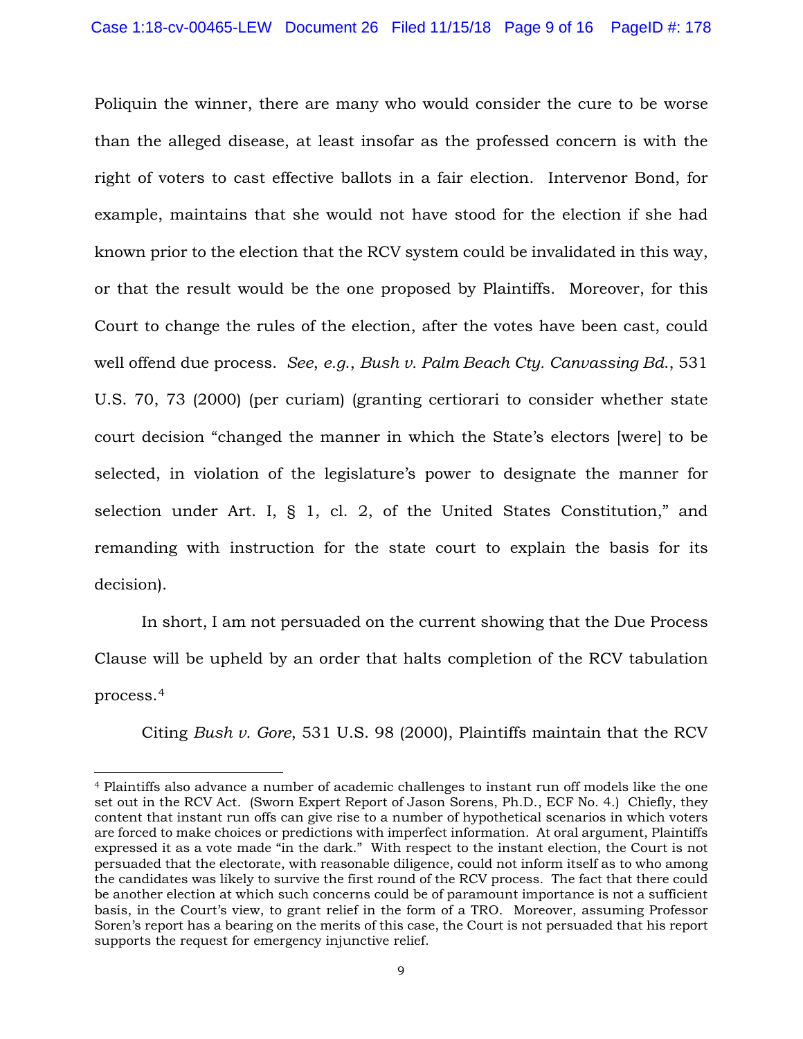Poliquin the winner, there are many who would consider the cure to be worse than the alleged disease, at least insofar as the professed concern is with the right of voters to cast effective ballots in a fair election. Intervenor Bond, for example, maintains that she would not have stood for the election if she had known prior to the election that the RCV system could be invalidated in this way, or that the result would be the one proposed by Plaintiffs. Moreover, for this Court to change the rules of the election, after the votes have been cast, could well offend due process. *See*, *e.g.*, *Bush v. Palm Beach Cty. Canvassing Bd.*, 531 U.S. 70, 73 (2000) (per curiam) (granting certiorari to consider whether state court decision "changed the manner in which the State's electors [were] to be selected, in violation of the legislature's power to designate the manner for selection under Art. I, § 1, cl. 2, of the United States Constitution," and remanding with instruction for the state court to explain the basis for its decision).

In short, I am not persuaded on the current showing that the Due Process Clause will be upheld by an order that halts completion of the RCV tabulation process.[4]

Citing *Bush v. Gore*, 531 U.S. 98 (2000), Plaintiffs maintain that the RCV

---

[4] Plaintiffs also advance a number of academic challenges to instant run off models like the one set out in the RCV Act. (Sworn Expert Report of Jason Sorens, Ph.D., ECF No. 4.) Chiefly, they content that instant run offs can give rise to a number of hypothetical scenarios in which voters are forced to make choices or predictions with imperfect information. At oral argument, Plaintiffs expressed it as a vote made "in the dark." With respect to the instant election, the Court is not persuaded that the electorate, with reasonable diligence, could not inform itself as to who among the candidates was likely to survive the first round of the RCV process. The fact that there could be another election at which such concerns could be of paramount importance is not a sufficient basis, in the Court's view, to grant relief in the form of a TRO. Moreover, assuming Professor Soren's report has a bearing on the merits of this case, the Court is not persuaded that his report supports the request for emergency injunctive relief.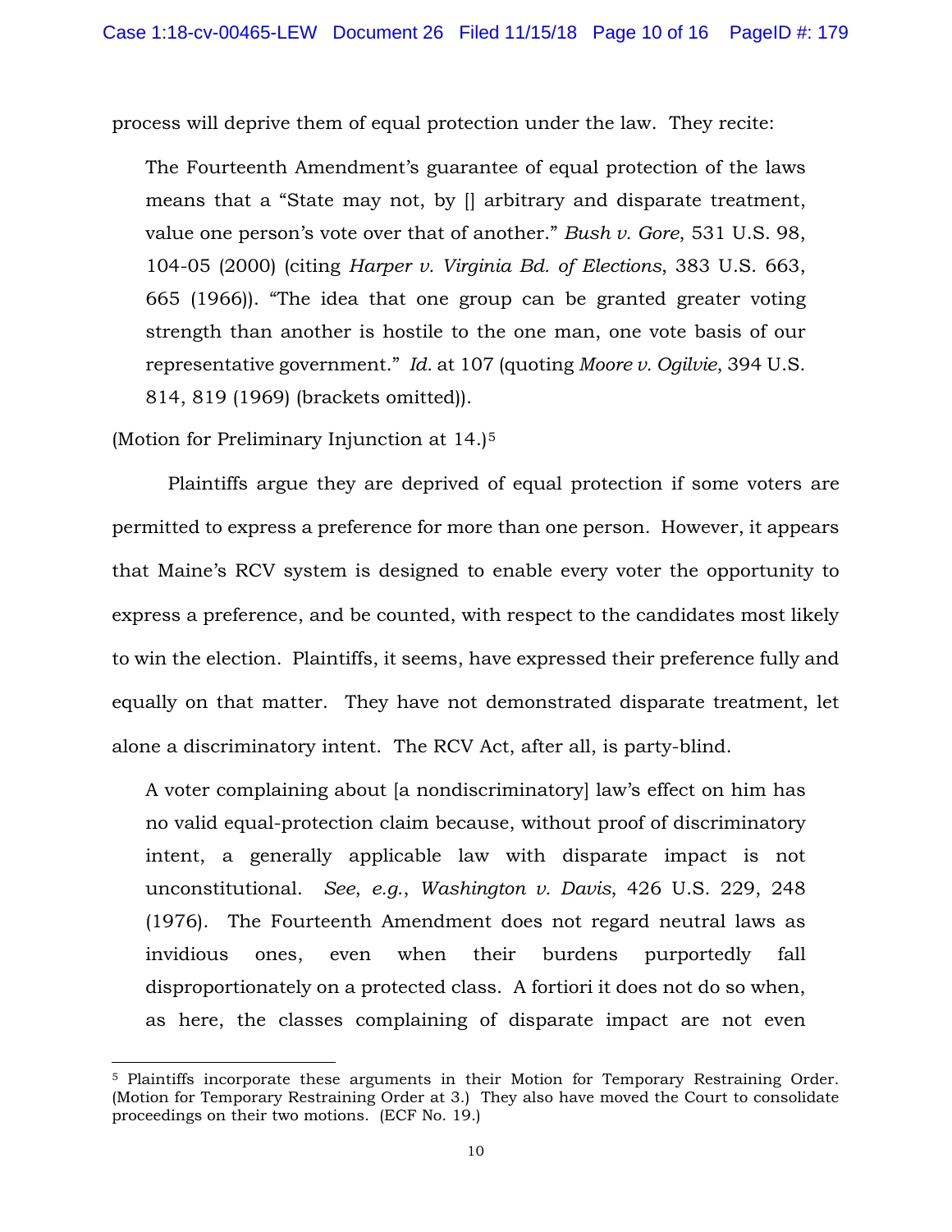process will deprive them of equal protection under the law. They recite:

> The Fourteenth Amendment's guarantee of equal protection of the laws means that a "State may not, by [] arbitrary and disparate treatment, value one person's vote over that of another." *Bush v. Gore*, 531 U.S. 98, 104-05 (2000) (citing *Harper v. Virginia Bd. of Elections*, 383 U.S. 663, 665 (1966)). "The idea that one group can be granted greater voting strength than another is hostile to the one man, one vote basis of our representative government." *Id.* at 107 (quoting *Moore v. Ogilvie*, 394 U.S. 814, 819 (1969) (brackets omitted)).

(Motion for Preliminary Injunction at 14.)[5]

Plaintiffs argue they are deprived of equal protection if some voters are permitted to express a preference for more than one person. However, it appears that Maine's RCV system is designed to enable every voter the opportunity to express a preference, and be counted, with respect to the candidates most likely to win the election. Plaintiffs, it seems, have expressed their preference fully and equally on that matter. They have not demonstrated disparate treatment, let alone a discriminatory intent. The RCV Act, after all, is party-blind.

> A voter complaining about [a nondiscriminatory] law's effect on him has no valid equal-protection claim because, without proof of discriminatory intent, a generally applicable law with disparate impact is not unconstitutional. *See*, *e.g.*, *Washington v. Davis*, 426 U.S. 229, 248 (1976). The Fourteenth Amendment does not regard neutral laws as invidious ones, even when their burdens purportedly fall disproportionately on a protected class. A fortiori it does not do so when, as here, the classes complaining of disparate impact are not even

[5] Plaintiffs incorporate these arguments in their Motion for Temporary Restraining Order. (Motion for Temporary Restraining Order at 3.) They also have moved the Court to consolidate proceedings on their two motions. (ECF No. 19.)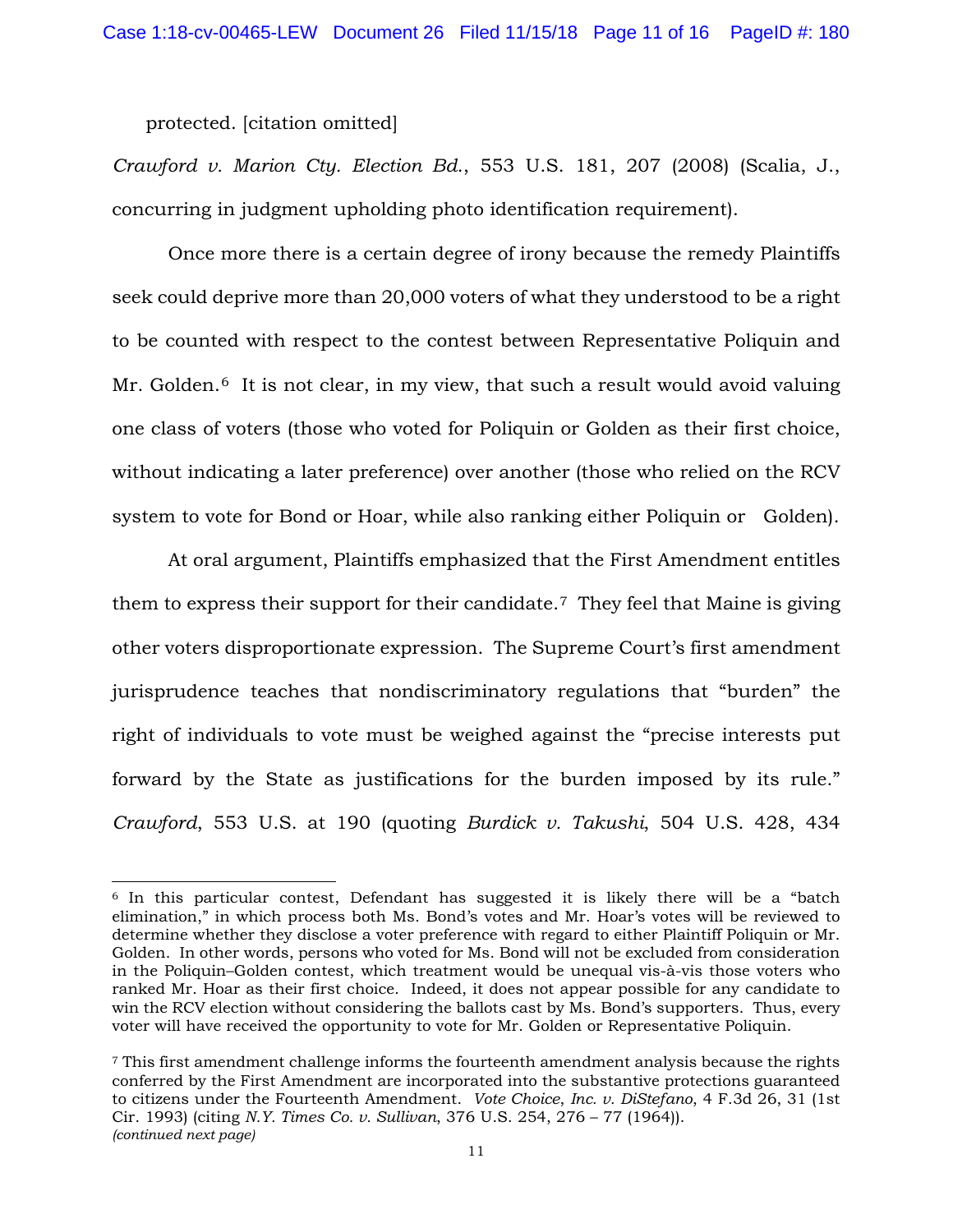protected. [citation omitted]

*Crawford v. Marion Cty. Election Bd.*, 553 U.S. 181, 207 (2008) (Scalia, J., concurring in judgment upholding photo identification requirement).

Once more there is a certain degree of irony because the remedy Plaintiffs seek could deprive more than 20,000 voters of what they understood to be a right to be counted with respect to the contest between Representative Poliquin and Mr. Golden.[6] It is not clear, in my view, that such a result would avoid valuing one class of voters (those who voted for Poliquin or Golden as their first choice, without indicating a later preference) over another (those who relied on the RCV system to vote for Bond or Hoar, while also ranking either Poliquin or Golden).

At oral argument, Plaintiffs emphasized that the First Amendment entitles them to express their support for their candidate.[7] They feel that Maine is giving other voters disproportionate expression. The Supreme Court's first amendment jurisprudence teaches that nondiscriminatory regulations that "burden" the right of individuals to vote must be weighed against the "precise interests put forward by the State as justifications for the burden imposed by its rule." *Crawford*, 553 U.S. at 190 (quoting *Burdick v. Takushi*, 504 U.S. 428, 434

---

[6] In this particular contest, Defendant has suggested it is likely there will be a "batch elimination," in which process both Ms. Bond's votes and Mr. Hoar's votes will be reviewed to determine whether they disclose a voter preference with regard to either Plaintiff Poliquin or Mr. Golden. In other words, persons who voted for Ms. Bond will not be excluded from consideration in the Poliquin–Golden contest, which treatment would be unequal vis-à-vis those voters who ranked Mr. Hoar as their first choice. Indeed, it does not appear possible for any candidate to win the RCV election without considering the ballots cast by Ms. Bond's supporters. Thus, every voter will have received the opportunity to vote for Mr. Golden or Representative Poliquin.

[7] This first amendment challenge informs the fourteenth amendment analysis because the rights conferred by the First Amendment are incorporated into the substantive protections guaranteed to citizens under the Fourteenth Amendment. *Vote Choice, Inc. v. DiStefano*, 4 F.3d 26, 31 (1st Cir. 1993) (citing *N.Y. Times Co. v. Sullivan*, 376 U.S. 254, 276 – 77 (1964)).
*(continued next page)*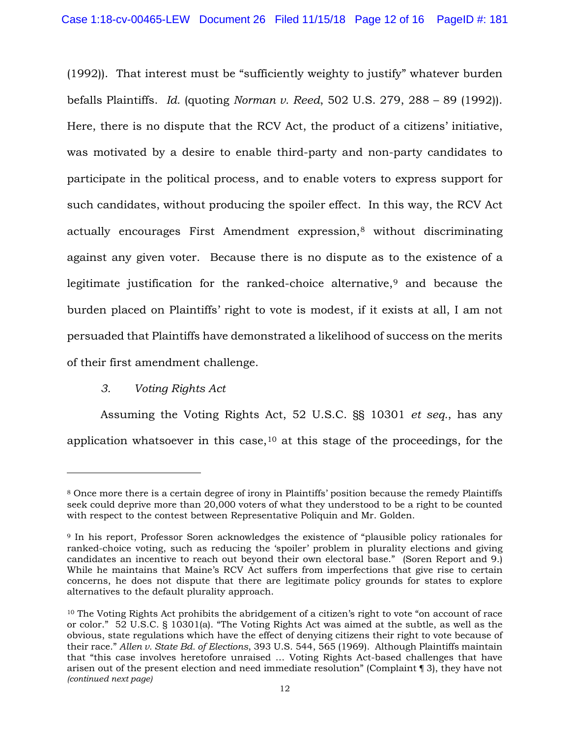(1992)). That interest must be "sufficiently weighty to justify" whatever burden befalls Plaintiffs. *Id.* (quoting *Norman v. Reed*, 502 U.S. 279, 288 – 89 (1992)). Here, there is no dispute that the RCV Act, the product of a citizens' initiative, was motivated by a desire to enable third-party and non-party candidates to participate in the political process, and to enable voters to express support for such candidates, without producing the spoiler effect. In this way, the RCV Act actually encourages First Amendment expression,[8] without discriminating against any given voter. Because there is no dispute as to the existence of a legitimate justification for the ranked-choice alternative,[9] and because the burden placed on Plaintiffs' right to vote is modest, if it exists at all, I am not persuaded that Plaintiffs have demonstrated a likelihood of success on the merits of their first amendment challenge.

### 3. *Voting Rights Act*

Assuming the Voting Rights Act, 52 U.S.C. §§ 10301 *et seq.*, has any application whatsoever in this case,[10] at this stage of the proceedings, for the

---

[8] Once more there is a certain degree of irony in Plaintiffs' position because the remedy Plaintiffs seek could deprive more than 20,000 voters of what they understood to be a right to be counted with respect to the contest between Representative Poliquin and Mr. Golden.

[9] In his report, Professor Soren acknowledges the existence of "plausible policy rationales for ranked-choice voting, such as reducing the 'spoiler' problem in plurality elections and giving candidates an incentive to reach out beyond their own electoral base." (Soren Report and 9.) While he maintains that Maine's RCV Act suffers from imperfections that give rise to certain concerns, he does not dispute that there are legitimate policy grounds for states to explore alternatives to the default plurality approach.

[10] The Voting Rights Act prohibits the abridgement of a citizen's right to vote "on account of race or color." 52 U.S.C. § 10301(a). "The Voting Rights Act was aimed at the subtle, as well as the obvious, state regulations which have the effect of denying citizens their right to vote because of their race." *Allen v. State Bd. of Elections*, 393 U.S. 544, 565 (1969). Although Plaintiffs maintain that "this case involves heretofore unraised … Voting Rights Act-based challenges that have arisen out of the present election and need immediate resolution" (Complaint ¶ 3), they have not *(continued next page)*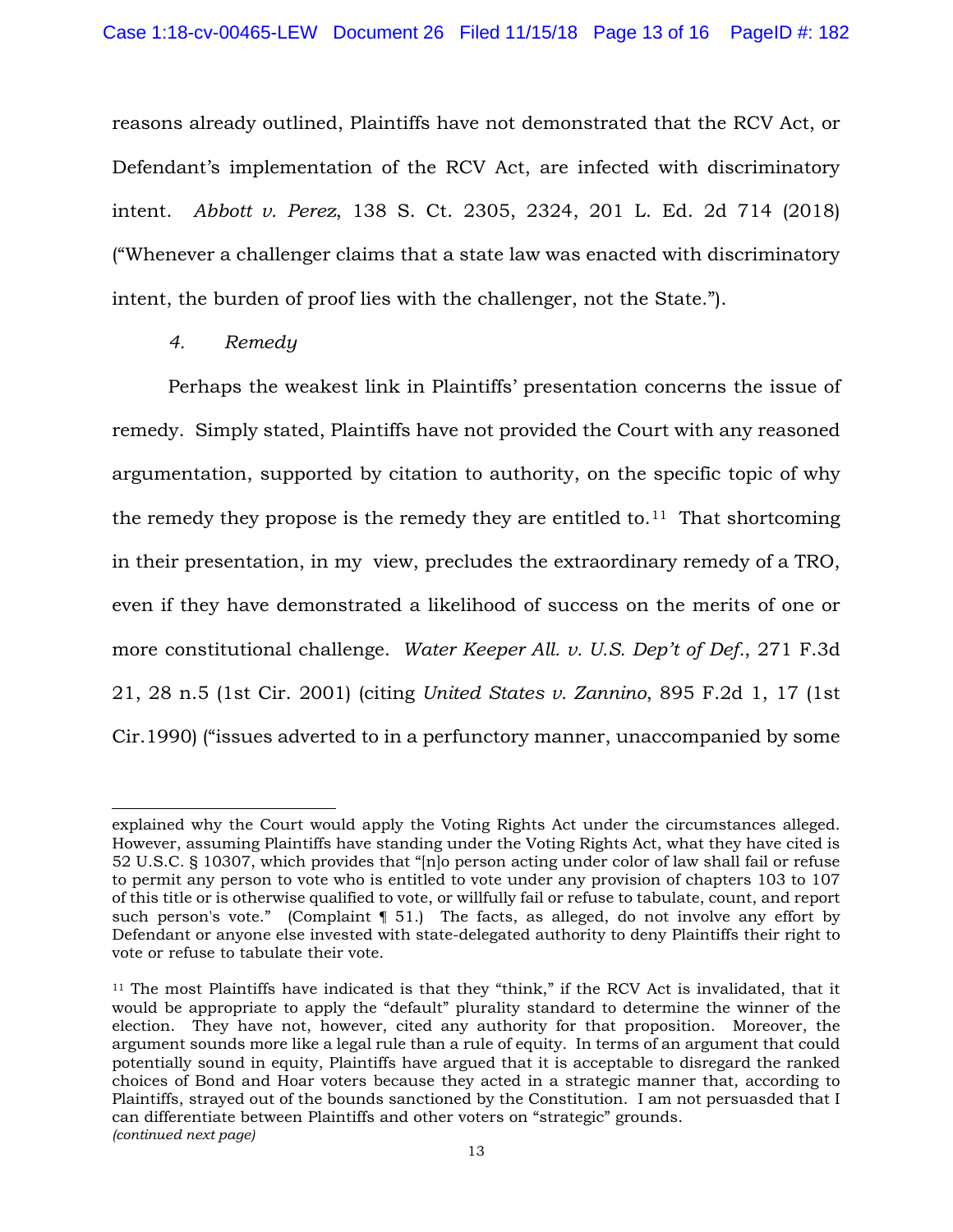reasons already outlined, Plaintiffs have not demonstrated that the RCV Act, or Defendant's implementation of the RCV Act, are infected with discriminatory intent. *Abbott v. Perez*, 138 S. Ct. 2305, 2324, 201 L. Ed. 2d 714 (2018) ("Whenever a challenger claims that a state law was enacted with discriminatory intent, the burden of proof lies with the challenger, not the State.").

*4. Remedy*

Perhaps the weakest link in Plaintiffs' presentation concerns the issue of remedy. Simply stated, Plaintiffs have not provided the Court with any reasoned argumentation, supported by citation to authority, on the specific topic of why the remedy they propose is the remedy they are entitled to.[11] That shortcoming in their presentation, in my view, precludes the extraordinary remedy of a TRO, even if they have demonstrated a likelihood of success on the merits of one or more constitutional challenge. *Water Keeper All. v. U.S. Dep't of Def.*, 271 F.3d 21, 28 n.5 (1st Cir. 2001) (citing *United States v. Zannino*, 895 F.2d 1, 17 (1st Cir.1990) ("issues adverted to in a perfunctory manner, unaccompanied by some

---

explained why the Court would apply the Voting Rights Act under the circumstances alleged. However, assuming Plaintiffs have standing under the Voting Rights Act, what they have cited is 52 U.S.C. § 10307, which provides that "[n]o person acting under color of law shall fail or refuse to permit any person to vote who is entitled to vote under any provision of chapters 103 to 107 of this title or is otherwise qualified to vote, or willfully fail or refuse to tabulate, count, and report such person's vote." (Complaint ¶ 51.) The facts, as alleged, do not involve any effort by Defendant or anyone else invested with state-delegated authority to deny Plaintiffs their right to vote or refuse to tabulate their vote.

[11] The most Plaintiffs have indicated is that they "think," if the RCV Act is invalidated, that it would be appropriate to apply the "default" plurality standard to determine the winner of the election. They have not, however, cited any authority for that proposition. Moreover, the argument sounds more like a legal rule than a rule of equity. In terms of an argument that could potentially sound in equity, Plaintiffs have argued that it is acceptable to disregard the ranked choices of Bond and Hoar voters because they acted in a strategic manner that, according to Plaintiffs, strayed out of the bounds sanctioned by the Constitution. I am not persuasded that I can differentiate between Plaintiffs and other voters on "strategic" grounds.
*(continued next page)*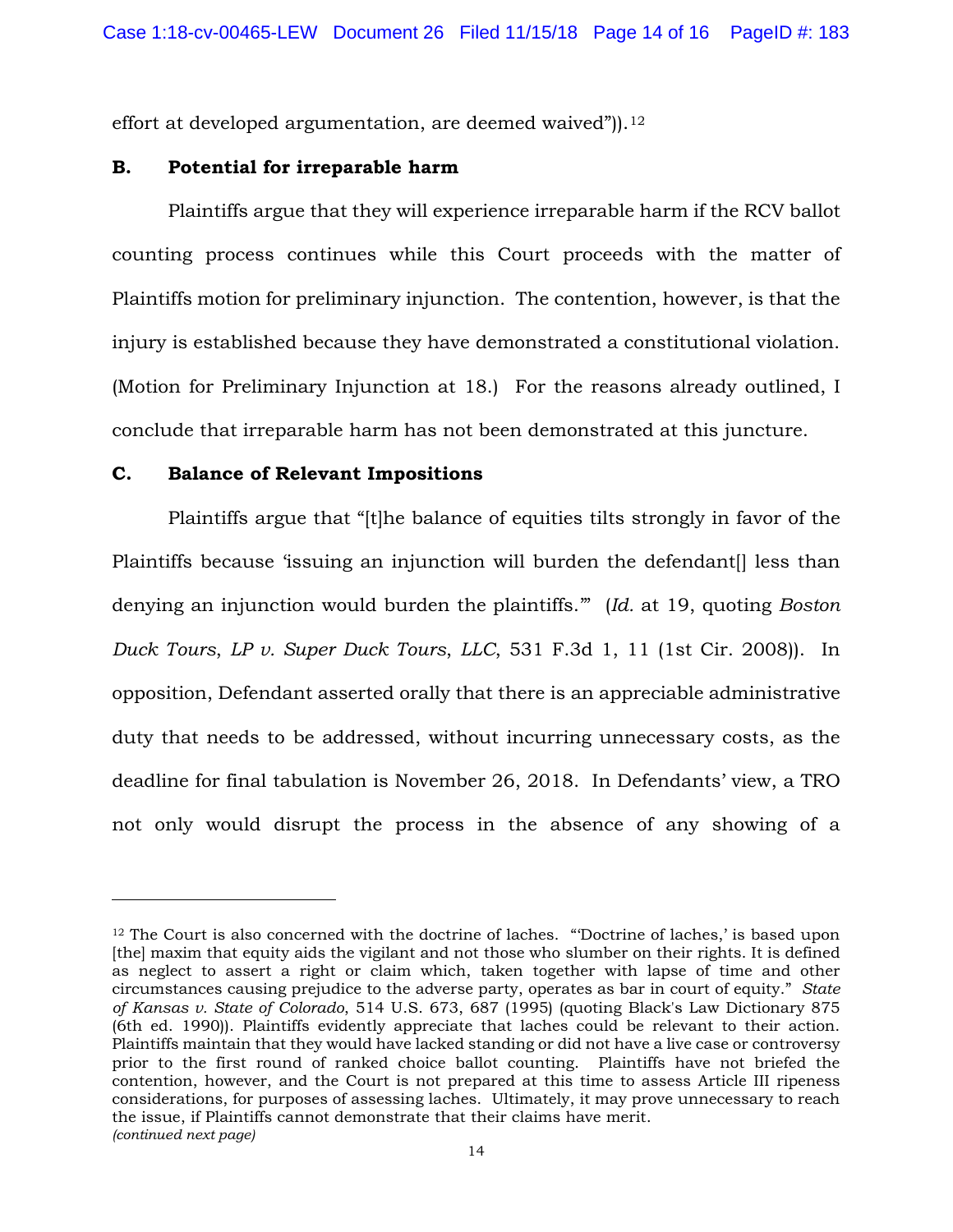effort at developed argumentation, are deemed waived")).[12]

### B. Potential for irreparable harm

Plaintiffs argue that they will experience irreparable harm if the RCV ballot counting process continues while this Court proceeds with the matter of Plaintiffs motion for preliminary injunction. The contention, however, is that the injury is established because they have demonstrated a constitutional violation. (Motion for Preliminary Injunction at 18.) For the reasons already outlined, I conclude that irreparable harm has not been demonstrated at this juncture.

### C. Balance of Relevant Impositions

Plaintiffs argue that "[t]he balance of equities tilts strongly in favor of the Plaintiffs because 'issuing an injunction will burden the defendant[] less than denying an injunction would burden the plaintiffs.'" (*Id.* at 19, quoting *Boston Duck Tours, LP v. Super Duck Tours, LLC*, 531 F.3d 1, 11 (1st Cir. 2008)). In opposition, Defendant asserted orally that there is an appreciable administrative duty that needs to be addressed, without incurring unnecessary costs, as the deadline for final tabulation is November 26, 2018. In Defendants' view, a TRO not only would disrupt the process in the absence of any showing of a

---

[12] The Court is also concerned with the doctrine of laches. "'Doctrine of laches,' is based upon [the] maxim that equity aids the vigilant and not those who slumber on their rights. It is defined as neglect to assert a right or claim which, taken together with lapse of time and other circumstances causing prejudice to the adverse party, operates as bar in court of equity." *State of Kansas v. State of Colorado*, 514 U.S. 673, 687 (1995) (quoting Black's Law Dictionary 875 (6th ed. 1990)). Plaintiffs evidently appreciate that laches could be relevant to their action. Plaintiffs maintain that they would have lacked standing or did not have a live case or controversy prior to the first round of ranked choice ballot counting. Plaintiffs have not briefed the contention, however, and the Court is not prepared at this time to assess Article III ripeness considerations, for purposes of assessing laches. Ultimately, it may prove unnecessary to reach the issue, if Plaintiffs cannot demonstrate that their claims have merit.
*(continued next page)*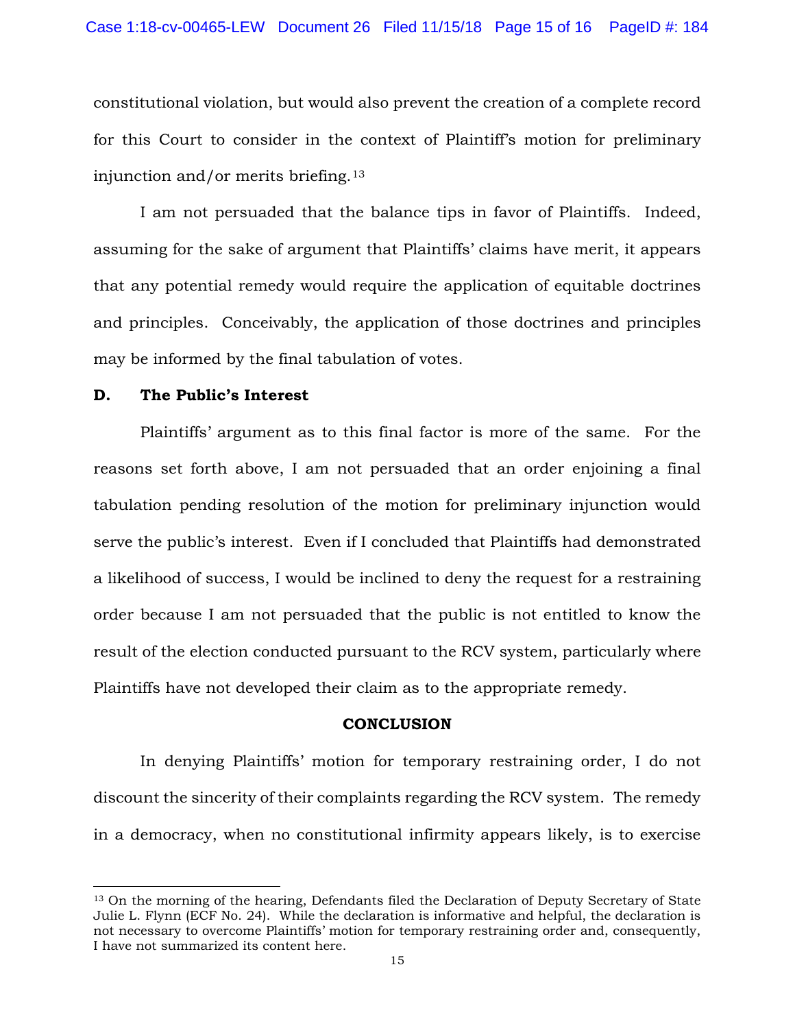constitutional violation, but would also prevent the creation of a complete record for this Court to consider in the context of Plaintiff's motion for preliminary injunction and/or merits briefing.[13]

I am not persuaded that the balance tips in favor of Plaintiffs. Indeed, assuming for the sake of argument that Plaintiffs' claims have merit, it appears that any potential remedy would require the application of equitable doctrines and principles. Conceivably, the application of those doctrines and principles may be informed by the final tabulation of votes.

**D. The Public's Interest**

Plaintiffs' argument as to this final factor is more of the same. For the reasons set forth above, I am not persuaded that an order enjoining a final tabulation pending resolution of the motion for preliminary injunction would serve the public's interest. Even if I concluded that Plaintiffs had demonstrated a likelihood of success, I would be inclined to deny the request for a restraining order because I am not persuaded that the public is not entitled to know the result of the election conducted pursuant to the RCV system, particularly where Plaintiffs have not developed their claim as to the appropriate remedy.

**CONCLUSION**

In denying Plaintiffs' motion for temporary restraining order, I do not discount the sincerity of their complaints regarding the RCV system. The remedy in a democracy, when no constitutional infirmity appears likely, is to exercise

---

[13] On the morning of the hearing, Defendants filed the Declaration of Deputy Secretary of State Julie L. Flynn (ECF No. 24). While the declaration is informative and helpful, the declaration is not necessary to overcome Plaintiffs' motion for temporary restraining order and, consequently, I have not summarized its content here.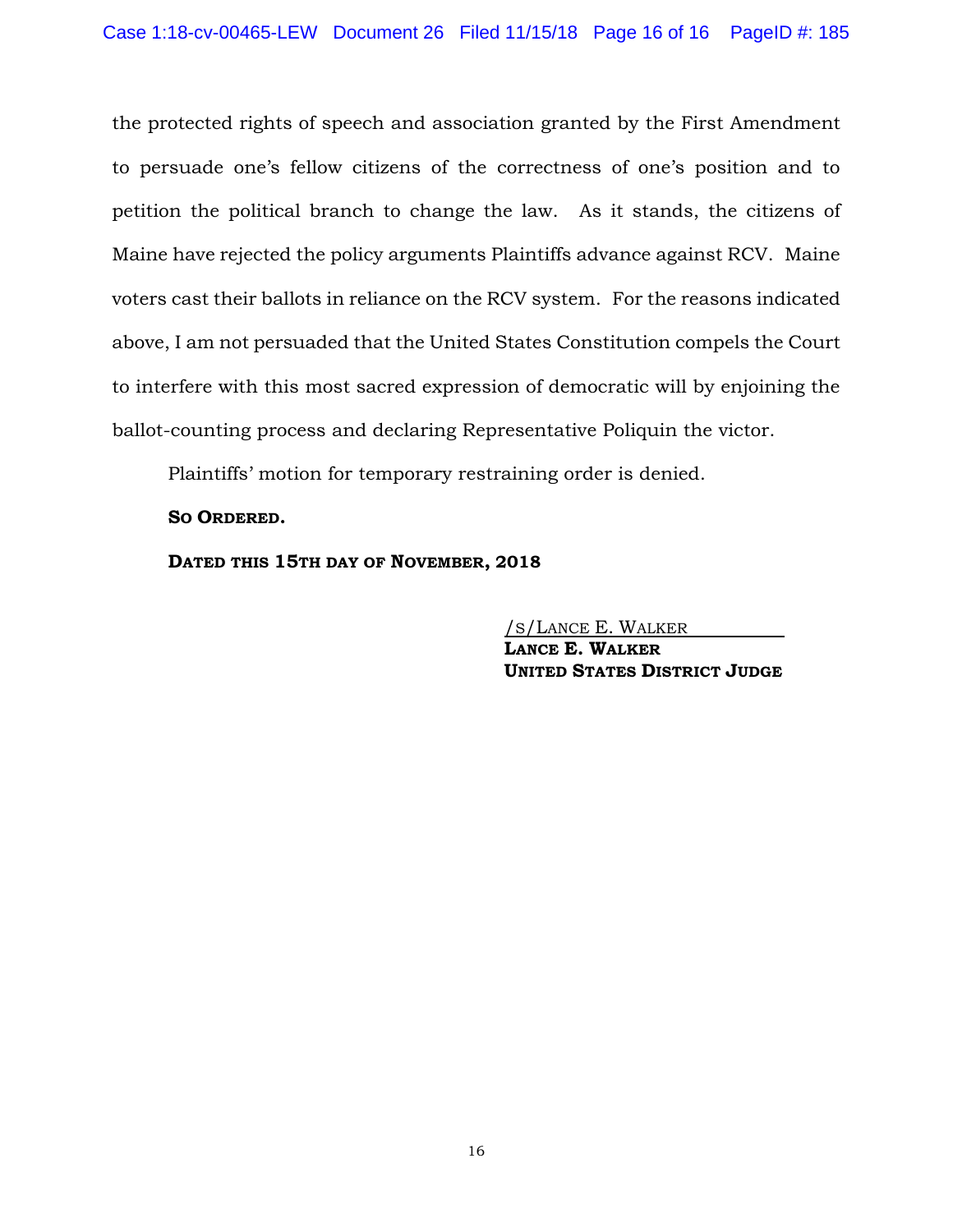the protected rights of speech and association granted by the First Amendment to persuade one's fellow citizens of the correctness of one's position and to petition the political branch to change the law. As it stands, the citizens of Maine have rejected the policy arguments Plaintiffs advance against RCV. Maine voters cast their ballots in reliance on the RCV system. For the reasons indicated above, I am not persuaded that the United States Constitution compels the Court to interfere with this most sacred expression of democratic will by enjoining the ballot-counting process and declaring Representative Poliquin the victor.

Plaintiffs' motion for temporary restraining order is denied.

**SO ORDERED.**

**DATED THIS 15TH DAY OF NOVEMBER, 2018**

/S/LANCE E. WALKER
**LANCE E. WALKER**
**UNITED STATES DISTRICT JUDGE**